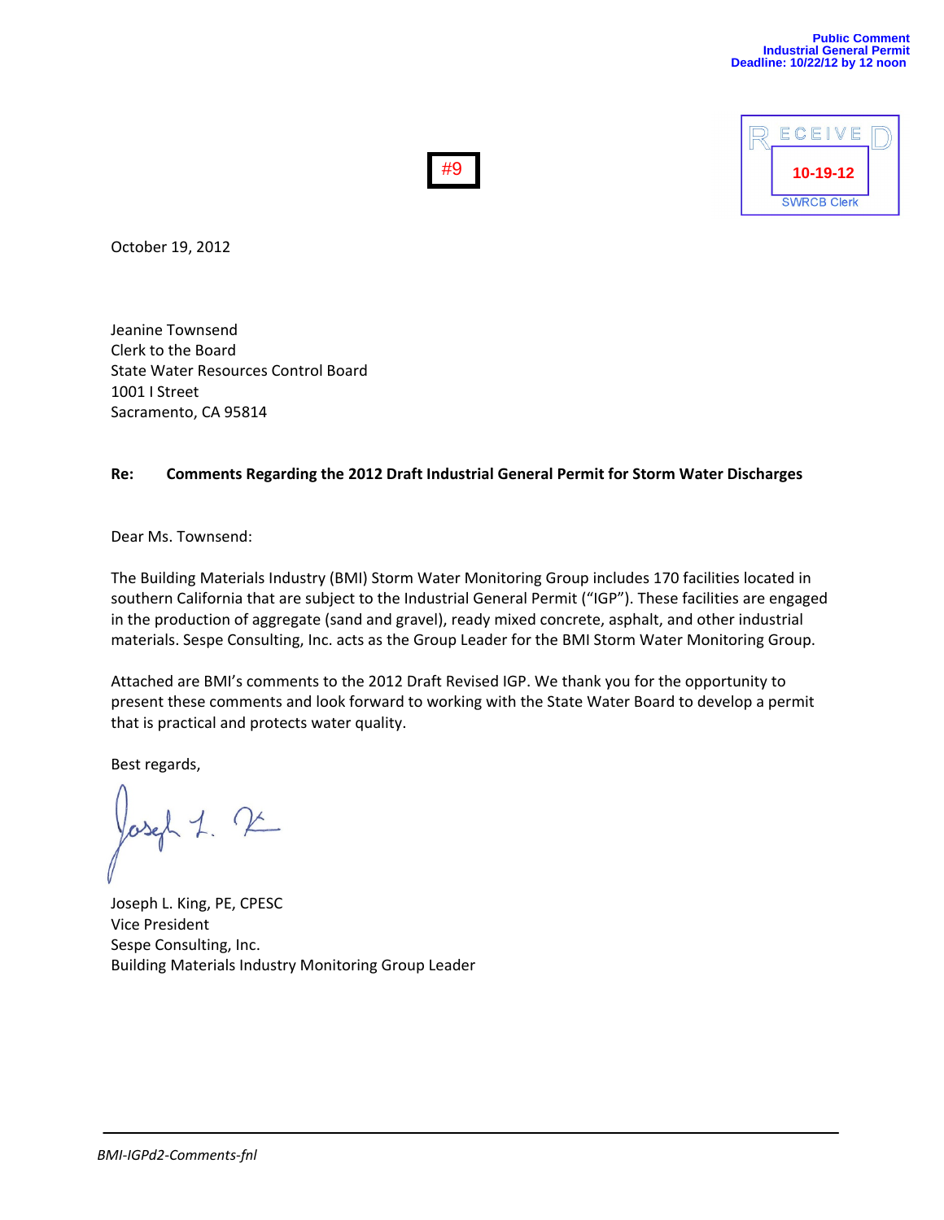Public Comment
Industrial General Permit
Deadline: 10/22/12 by 12 noon

#9

RECEIVED
10-19-12
SWRCB Clerk

October 19, 2012

Jeanine Townsend
Clerk to the Board
State Water Resources Control Board
1001 I Street
Sacramento, CA 95814

**Re: Comments Regarding the 2012 Draft Industrial General Permit for Storm Water Discharges**

Dear Ms. Townsend:

The Building Materials Industry (BMI) Storm Water Monitoring Group includes 170 facilities located in southern California that are subject to the Industrial General Permit ("IGP"). These facilities are engaged in the production of aggregate (sand and gravel), ready mixed concrete, asphalt, and other industrial materials. Sespe Consulting, Inc. acts as the Group Leader for the BMI Storm Water Monitoring Group.

Attached are BMI's comments to the 2012 Draft Revised IGP. We thank you for the opportunity to present these comments and look forward to working with the State Water Board to develop a permit that is practical and protects water quality.

Best regards,

Joseph L. King, PE, CPESC
Vice President
Sespe Consulting, Inc.
Building Materials Industry Monitoring Group Leader

*BMI-IGPd2-Comments-fnl*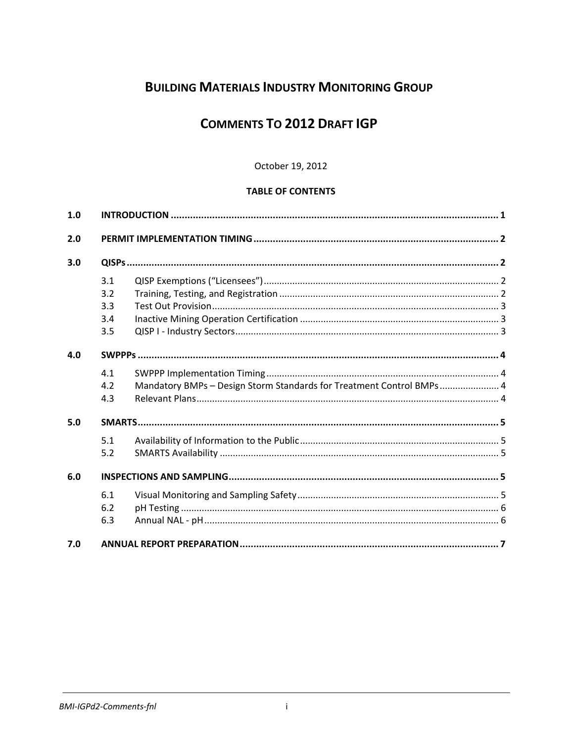# Building Materials Industry Monitoring Group

# Comments To 2012 Draft IGP

October 19, 2012

**TABLE OF CONTENTS**

| | | | |
|---|---|---|---|
| **1.0** | **INTRODUCTION** | | **1** |
| **2.0** | **PERMIT IMPLEMENTATION TIMING** | | **2** |
| **3.0** | **QISPs** | | **2** |
| | 3.1 | QISP Exemptions (“Licensees”) | 2 |
| | 3.2 | Training, Testing, and Registration | 2 |
| | 3.3 | Test Out Provision | 3 |
| | 3.4 | Inactive Mining Operation Certification | 3 |
| | 3.5 | QISP I - Industry Sectors | 3 |
| **4.0** | **SWPPPs** | | **4** |
| | 4.1 | SWPPP Implementation Timing | 4 |
| | 4.2 | Mandatory BMPs – Design Storm Standards for Treatment Control BMPs | 4 |
| | 4.3 | Relevant Plans | 4 |
| **5.0** | **SMARTS** | | **5** |
| | 5.1 | Availability of Information to the Public | 5 |
| | 5.2 | SMARTS Availability | 5 |
| **6.0** | **INSPECTIONS AND SAMPLING** | | **5** |
| | 6.1 | Visual Monitoring and Sampling Safety | 5 |
| | 6.2 | pH Testing | 6 |
| | 6.3 | Annual NAL - pH | 6 |
| **7.0** | **ANNUAL REPORT PREPARATION** | | **7** |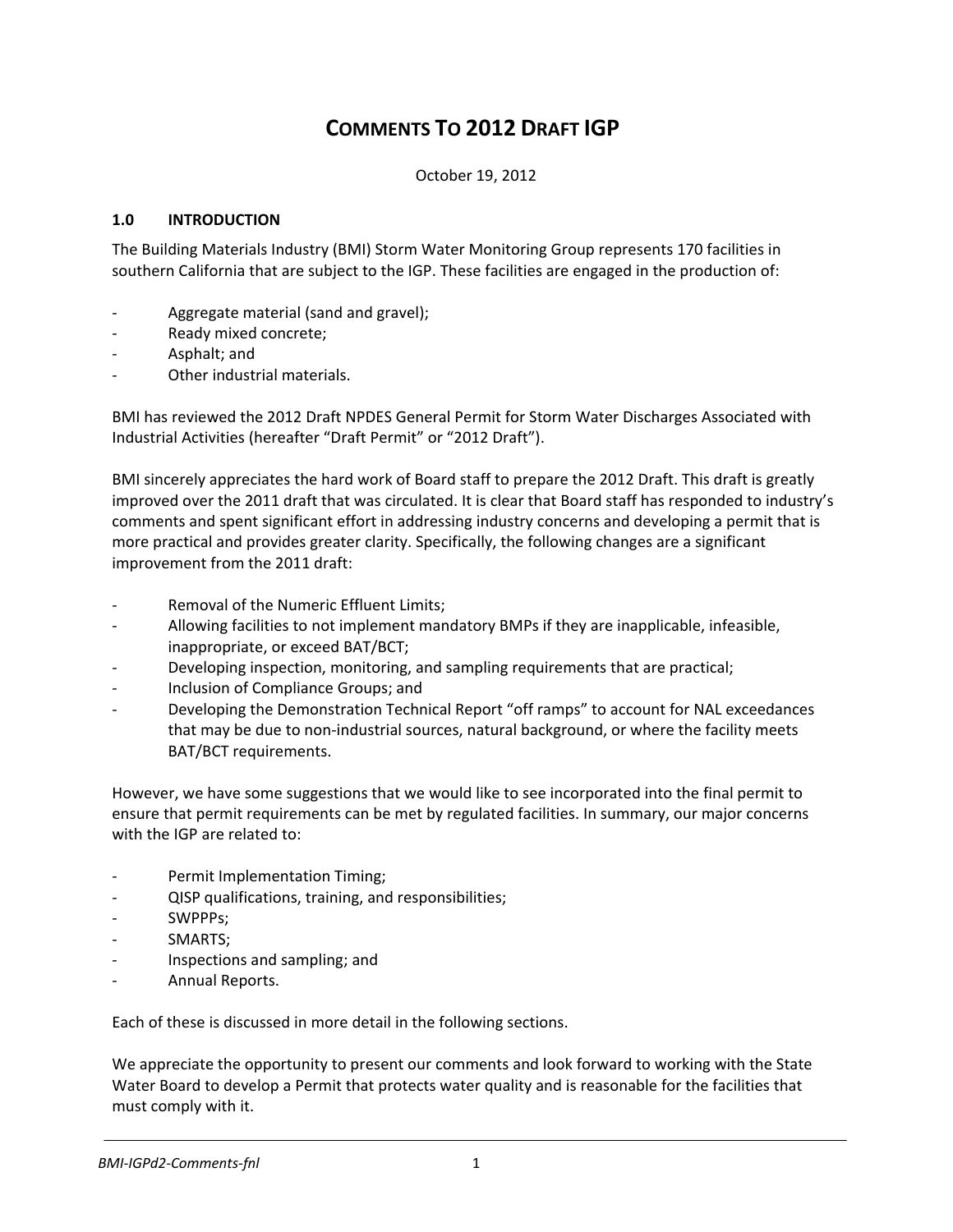# Comments To 2012 Draft IGP

October 19, 2012

## 1.0 INTRODUCTION

The Building Materials Industry (BMI) Storm Water Monitoring Group represents 170 facilities in southern California that are subject to the IGP. These facilities are engaged in the production of:

- Aggregate material (sand and gravel);
- Ready mixed concrete;
- Asphalt; and
- Other industrial materials.

BMI has reviewed the 2012 Draft NPDES General Permit for Storm Water Discharges Associated with Industrial Activities (hereafter "Draft Permit" or "2012 Draft").

BMI sincerely appreciates the hard work of Board staff to prepare the 2012 Draft. This draft is greatly improved over the 2011 draft that was circulated. It is clear that Board staff has responded to industry's comments and spent significant effort in addressing industry concerns and developing a permit that is more practical and provides greater clarity. Specifically, the following changes are a significant improvement from the 2011 draft:

- Removal of the Numeric Effluent Limits;
- Allowing facilities to not implement mandatory BMPs if they are inapplicable, infeasible, inappropriate, or exceed BAT/BCT;
- Developing inspection, monitoring, and sampling requirements that are practical;
- Inclusion of Compliance Groups; and
- Developing the Demonstration Technical Report "off ramps" to account for NAL exceedances that may be due to non-industrial sources, natural background, or where the facility meets BAT/BCT requirements.

However, we have some suggestions that we would like to see incorporated into the final permit to ensure that permit requirements can be met by regulated facilities. In summary, our major concerns with the IGP are related to:

- Permit Implementation Timing;
- QISP qualifications, training, and responsibilities;
- SWPPPs;
- SMARTS;
- Inspections and sampling; and
- Annual Reports.

Each of these is discussed in more detail in the following sections.

We appreciate the opportunity to present our comments and look forward to working with the State Water Board to develop a Permit that protects water quality and is reasonable for the facilities that must comply with it.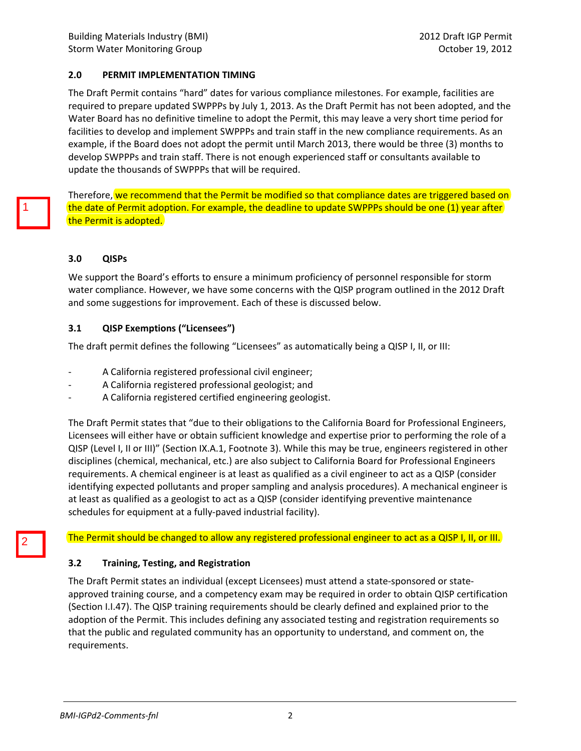## 2.0 PERMIT IMPLEMENTATION TIMING

The Draft Permit contains "hard" dates for various compliance milestones. For example, facilities are required to prepare updated SWPPPs by July 1, 2013. As the Draft Permit has not been adopted, and the Water Board has no definitive timeline to adopt the Permit, this may leave a very short time period for facilities to develop and implement SWPPPs and train staff in the new compliance requirements. As an example, if the Board does not adopt the permit until March 2013, there would be three (3) months to develop SWPPPs and train staff. There is not enough experienced staff or consultants available to update the thousands of SWPPPs that will be required.

1

Therefore, we recommend that the Permit be modified so that compliance dates are triggered based on the date of Permit adoption. For example, the deadline to update SWPPPs should be one (1) year after the Permit is adopted.

## 3.0 QISPs

We support the Board's efforts to ensure a minimum proficiency of personnel responsible for storm water compliance. However, we have some concerns with the QISP program outlined in the 2012 Draft and some suggestions for improvement. Each of these is discussed below.

### 3.1 QISP Exemptions ("Licensees")

The draft permit defines the following "Licensees" as automatically being a QISP I, II, or III:

- A California registered professional civil engineer;
- A California registered professional geologist; and
- A California registered certified engineering geologist.

The Draft Permit states that "due to their obligations to the California Board for Professional Engineers, Licensees will either have or obtain sufficient knowledge and expertise prior to performing the role of a QISP (Level I, II or III)" (Section IX.A.1, Footnote 3). While this may be true, engineers registered in other disciplines (chemical, mechanical, etc.) are also subject to California Board for Professional Engineers requirements. A chemical engineer is at least as qualified as a civil engineer to act as a QISP (consider identifying expected pollutants and proper sampling and analysis procedures). A mechanical engineer is at least as qualified as a geologist to act as a QISP (consider identifying preventive maintenance schedules for equipment at a fully-paved industrial facility).

2

The Permit should be changed to allow any registered professional engineer to act as a QISP I, II, or III.

### 3.2 Training, Testing, and Registration

The Draft Permit states an individual (except Licensees) must attend a state-sponsored or state-approved training course, and a competency exam may be required in order to obtain QISP certification (Section I.I.47). The QISP training requirements should be clearly defined and explained prior to the adoption of the Permit. This includes defining any associated testing and registration requirements so that the public and regulated community has an opportunity to understand, and comment on, the requirements.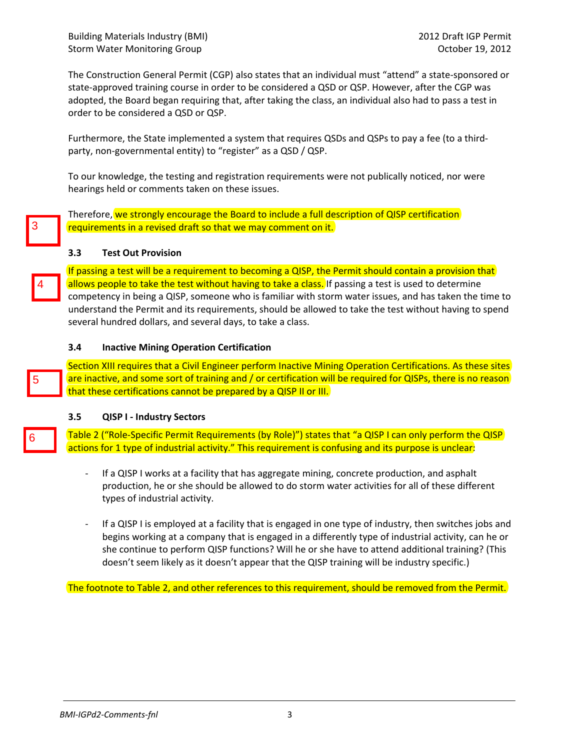The Construction General Permit (CGP) also states that an individual must "attend" a state-sponsored or state-approved training course in order to be considered a QSD or QSP. However, after the CGP was adopted, the Board began requiring that, after taking the class, an individual also had to pass a test in order to be considered a QSD or QSP.

Furthermore, the State implemented a system that requires QSDs and QSPs to pay a fee (to a third-party, non-governmental entity) to "register" as a QSD / QSP.

To our knowledge, the testing and registration requirements were not publically noticed, nor were hearings held or comments taken on these issues.

3

Therefore, we strongly encourage the Board to include a full description of QISP certification requirements in a revised draft so that we may comment on it.

### 3.3 Test Out Provision

4

If passing a test will be a requirement to becoming a QISP, the Permit should contain a provision that allows people to take the test without having to take a class. If passing a test is used to determine competency in being a QISP, someone who is familiar with storm water issues, and has taken the time to understand the Permit and its requirements, should be allowed to take the test without having to spend several hundred dollars, and several days, to take a class.

### 3.4 Inactive Mining Operation Certification

5

Section XIII requires that a Civil Engineer perform Inactive Mining Operation Certifications. As these sites are inactive, and some sort of training and / or certification will be required for QISPs, there is no reason that these certifications cannot be prepared by a QISP II or III.

### 3.5 QISP I - Industry Sectors

6

Table 2 ("Role-Specific Permit Requirements (by Role)") states that "a QISP I can only perform the QISP actions for 1 type of industrial activity." This requirement is confusing and its purpose is unclear:

- If a QISP I works at a facility that has aggregate mining, concrete production, and asphalt production, he or she should be allowed to do storm water activities for all of these different types of industrial activity.

- If a QISP I is employed at a facility that is engaged in one type of industry, then switches jobs and begins working at a company that is engaged in a differently type of industrial activity, can he or she continue to perform QISP functions? Will he or she have to attend additional training? (This doesn't seem likely as it doesn't appear that the QISP training will be industry specific.)

The footnote to Table 2, and other references to this requirement, should be removed from the Permit.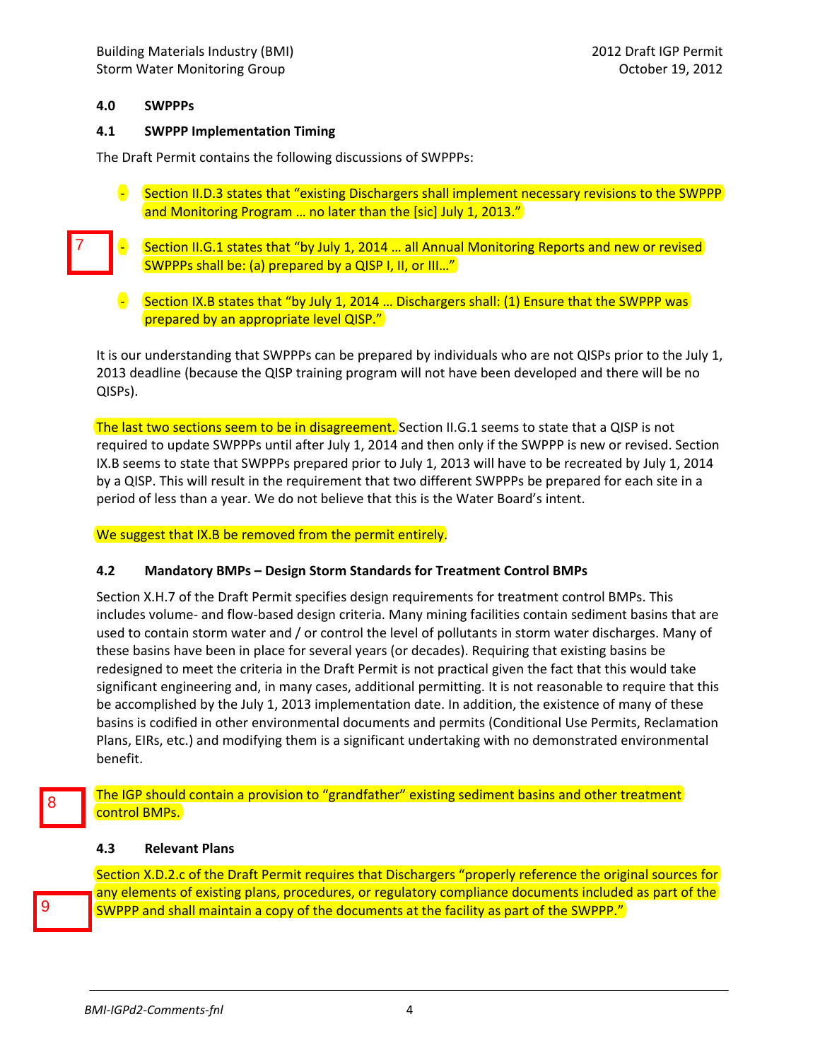## 4.0 SWPPPs

### 4.1 SWPPP Implementation Timing

The Draft Permit contains the following discussions of SWPPPs:

- Section II.D.3 states that "existing Dischargers shall implement necessary revisions to the SWPPP and Monitoring Program … no later than the [sic] July 1, 2013."

7

- Section II.G.1 states that "by July 1, 2014 … all Annual Monitoring Reports and new or revised SWPPPs shall be: (a) prepared by a QISP I, II, or III…"

- Section IX.B states that "by July 1, 2014 … Dischargers shall: (1) Ensure that the SWPPP was prepared by an appropriate level QISP."

It is our understanding that SWPPPs can be prepared by individuals who are not QISPs prior to the July 1, 2013 deadline (because the QISP training program will not have been developed and there will be no QISPs).

The last two sections seem to be in disagreement. Section II.G.1 seems to state that a QISP is not required to update SWPPPs until after July 1, 2014 and then only if the SWPPP is new or revised. Section IX.B seems to state that SWPPPs prepared prior to July 1, 2013 will have to be recreated by July 1, 2014 by a QISP. This will result in the requirement that two different SWPPPs be prepared for each site in a period of less than a year. We do not believe that this is the Water Board's intent.

We suggest that IX.B be removed from the permit entirely.

### 4.2 Mandatory BMPs – Design Storm Standards for Treatment Control BMPs

Section X.H.7 of the Draft Permit specifies design requirements for treatment control BMPs. This includes volume- and flow-based design criteria. Many mining facilities contain sediment basins that are used to contain storm water and / or control the level of pollutants in storm water discharges. Many of these basins have been in place for several years (or decades). Requiring that existing basins be redesigned to meet the criteria in the Draft Permit is not practical given the fact that this would take significant engineering and, in many cases, additional permitting. It is not reasonable to require that this be accomplished by the July 1, 2013 implementation date. In addition, the existence of many of these basins is codified in other environmental documents and permits (Conditional Use Permits, Reclamation Plans, EIRs, etc.) and modifying them is a significant undertaking with no demonstrated environmental benefit.

8

The IGP should contain a provision to "grandfather" existing sediment basins and other treatment control BMPs.

### 4.3 Relevant Plans

9

Section X.D.2.c of the Draft Permit requires that Dischargers "properly reference the original sources for any elements of existing plans, procedures, or regulatory compliance documents included as part of the SWPPP and shall maintain a copy of the documents at the facility as part of the SWPPP."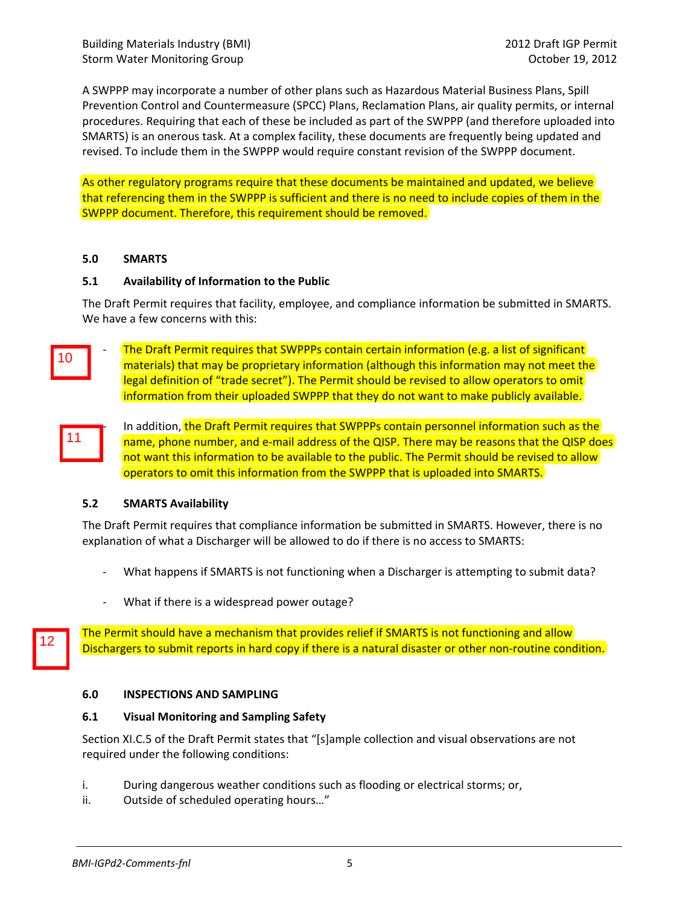A SWPPP may incorporate a number of other plans such as Hazardous Material Business Plans, Spill Prevention Control and Countermeasure (SPCC) Plans, Reclamation Plans, air quality permits, or internal procedures. Requiring that each of these be included as part of the SWPPP (and therefore uploaded into SMARTS) is an onerous task. At a complex facility, these documents are frequently being updated and revised. To include them in the SWPPP would require constant revision of the SWPPP document.

As other regulatory programs require that these documents be maintained and updated, we believe that referencing them in the SWPPP is sufficient and there is no need to include copies of them in the SWPPP document. Therefore, this requirement should be removed.

## 5.0 SMARTS

### 5.1 Availability of Information to the Public

The Draft Permit requires that facility, employee, and compliance information be submitted in SMARTS. We have a few concerns with this:

10

- The Draft Permit requires that SWPPPs contain certain information (e.g. a list of significant materials) that may be proprietary information (although this information may not meet the legal definition of "trade secret"). The Permit should be revised to allow operators to omit information from their uploaded SWPPP that they do not want to make publicly available.

11

- In addition, the Draft Permit requires that SWPPPs contain personnel information such as the name, phone number, and e-mail address of the QISP. There may be reasons that the QISP does not want this information to be available to the public. The Permit should be revised to allow operators to omit this information from the SWPPP that is uploaded into SMARTS.

### 5.2 SMARTS Availability

The Draft Permit requires that compliance information be submitted in SMARTS. However, there is no explanation of what a Discharger will be allowed to do if there is no access to SMARTS:

- What happens if SMARTS is not functioning when a Discharger is attempting to submit data?
- What if there is a widespread power outage?

12

The Permit should have a mechanism that provides relief if SMARTS is not functioning and allow Dischargers to submit reports in hard copy if there is a natural disaster or other non-routine condition.

## 6.0 INSPECTIONS AND SAMPLING

### 6.1 Visual Monitoring and Sampling Safety

Section XI.C.5 of the Draft Permit states that "[s]ample collection and visual observations are not required under the following conditions:

i. During dangerous weather conditions such as flooding or electrical storms; or,
ii. Outside of scheduled operating hours…"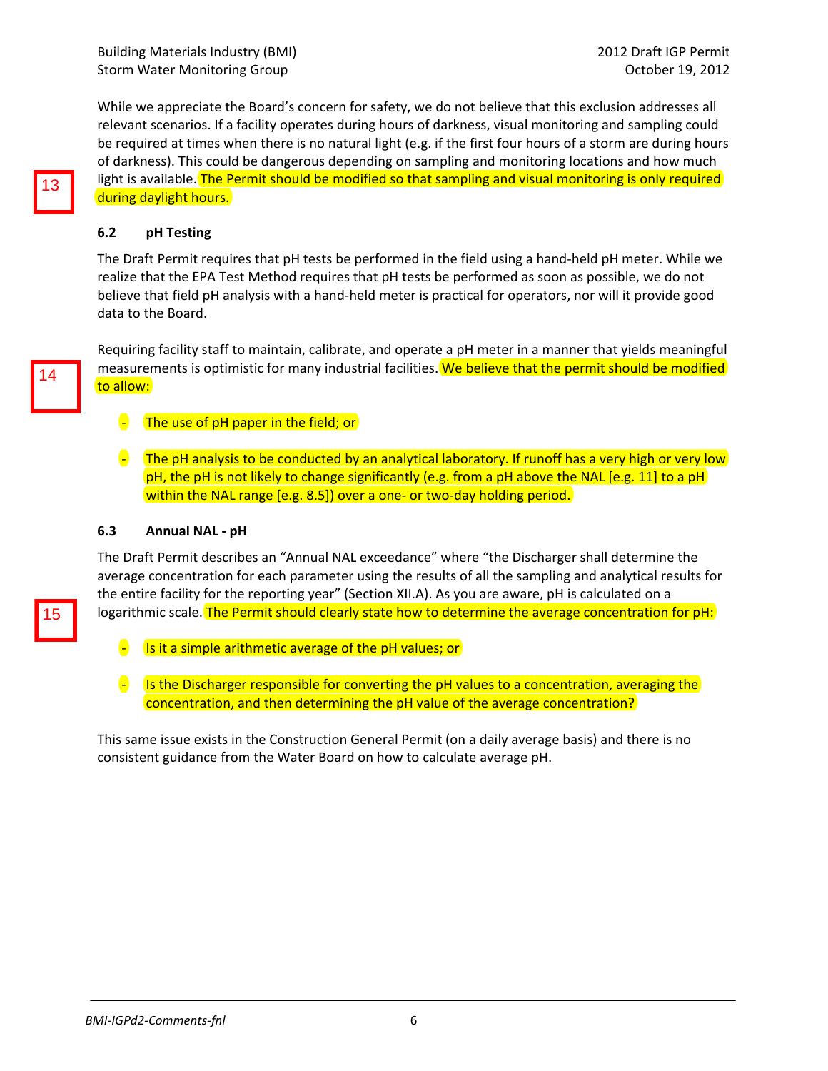While we appreciate the Board's concern for safety, we do not believe that this exclusion addresses all relevant scenarios. If a facility operates during hours of darkness, visual monitoring and sampling could be required at times when there is no natural light (e.g. if the first four hours of a storm are during hours of darkness). This could be dangerous depending on sampling and monitoring locations and how much light is available. The Permit should be modified so that sampling and visual monitoring is only required during daylight hours.

13

### 6.2 pH Testing

The Draft Permit requires that pH tests be performed in the field using a hand-held pH meter. While we realize that the EPA Test Method requires that pH tests be performed as soon as possible, we do not believe that field pH analysis with a hand-held meter is practical for operators, nor will it provide good data to the Board.

Requiring facility staff to maintain, calibrate, and operate a pH meter in a manner that yields meaningful measurements is optimistic for many industrial facilities. We believe that the permit should be modified to allow:

14

- The use of pH paper in the field; or
- The pH analysis to be conducted by an analytical laboratory. If runoff has a very high or very low pH, the pH is not likely to change significantly (e.g. from a pH above the NAL [e.g. 11] to a pH within the NAL range [e.g. 8.5]) over a one- or two-day holding period.

### 6.3 Annual NAL - pH

The Draft Permit describes an "Annual NAL exceedance" where "the Discharger shall determine the average concentration for each parameter using the results of all the sampling and analytical results for the entire facility for the reporting year" (Section XII.A). As you are aware, pH is calculated on a logarithmic scale. The Permit should clearly state how to determine the average concentration for pH:

15

- Is it a simple arithmetic average of the pH values; or
- Is the Discharger responsible for converting the pH values to a concentration, averaging the concentration, and then determining the pH value of the average concentration?

This same issue exists in the Construction General Permit (on a daily average basis) and there is no consistent guidance from the Water Board on how to calculate average pH.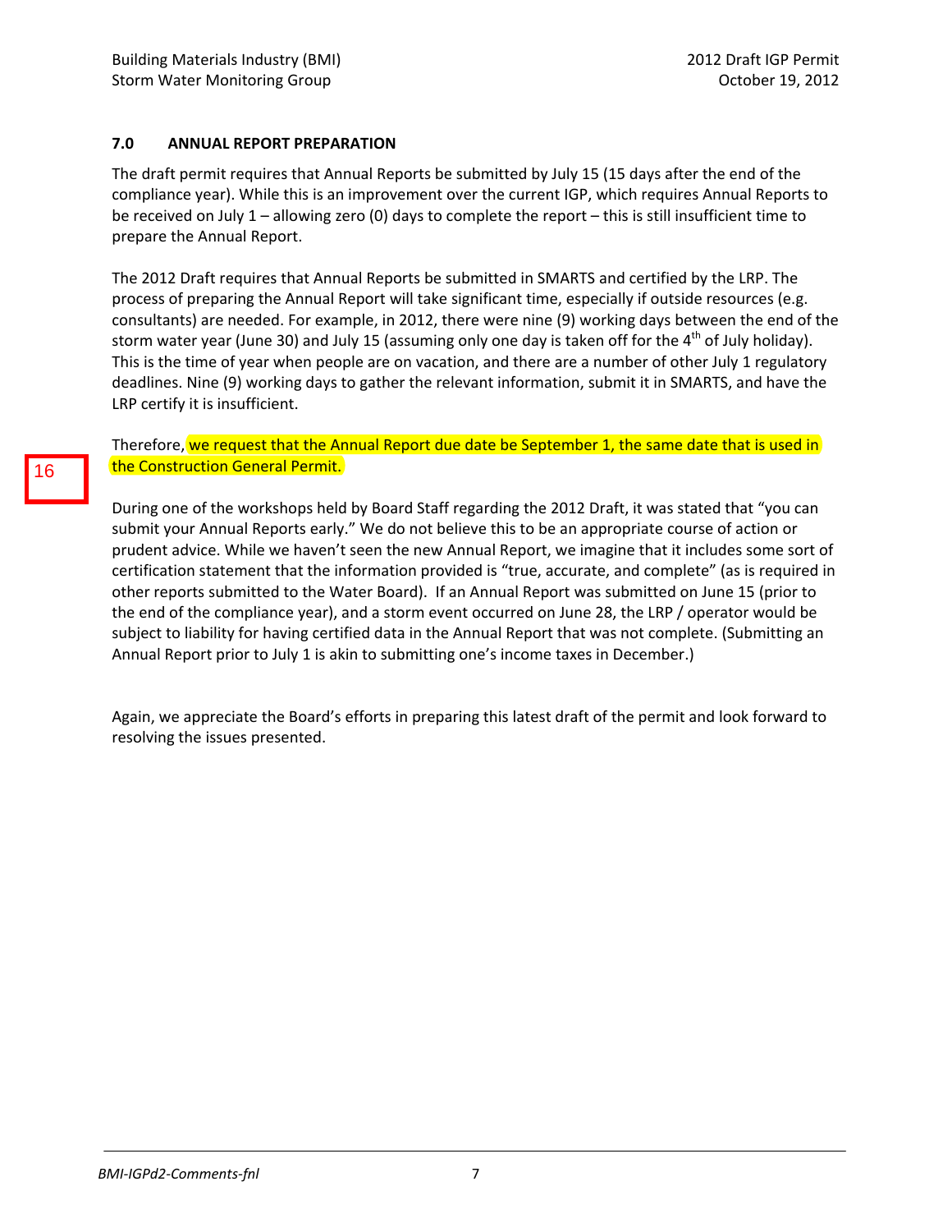### 7.0 ANNUAL REPORT PREPARATION

The draft permit requires that Annual Reports be submitted by July 15 (15 days after the end of the compliance year). While this is an improvement over the current IGP, which requires Annual Reports to be received on July 1 – allowing zero (0) days to complete the report – this is still insufficient time to prepare the Annual Report.

The 2012 Draft requires that Annual Reports be submitted in SMARTS and certified by the LRP. The process of preparing the Annual Report will take significant time, especially if outside resources (e.g. consultants) are needed. For example, in 2012, there were nine (9) working days between the end of the storm water year (June 30) and July 15 (assuming only one day is taken off for the 4th of July holiday). This is the time of year when people are on vacation, and there are a number of other July 1 regulatory deadlines. Nine (9) working days to gather the relevant information, submit it in SMARTS, and have the LRP certify it is insufficient.

16

Therefore, we request that the Annual Report due date be September 1, the same date that is used in the Construction General Permit.

During one of the workshops held by Board Staff regarding the 2012 Draft, it was stated that "you can submit your Annual Reports early." We do not believe this to be an appropriate course of action or prudent advice. While we haven't seen the new Annual Report, we imagine that it includes some sort of certification statement that the information provided is "true, accurate, and complete" (as is required in other reports submitted to the Water Board). If an Annual Report was submitted on June 15 (prior to the end of the compliance year), and a storm event occurred on June 28, the LRP / operator would be subject to liability for having certified data in the Annual Report that was not complete. (Submitting an Annual Report prior to July 1 is akin to submitting one's income taxes in December.)

Again, we appreciate the Board's efforts in preparing this latest draft of the permit and look forward to resolving the issues presented.